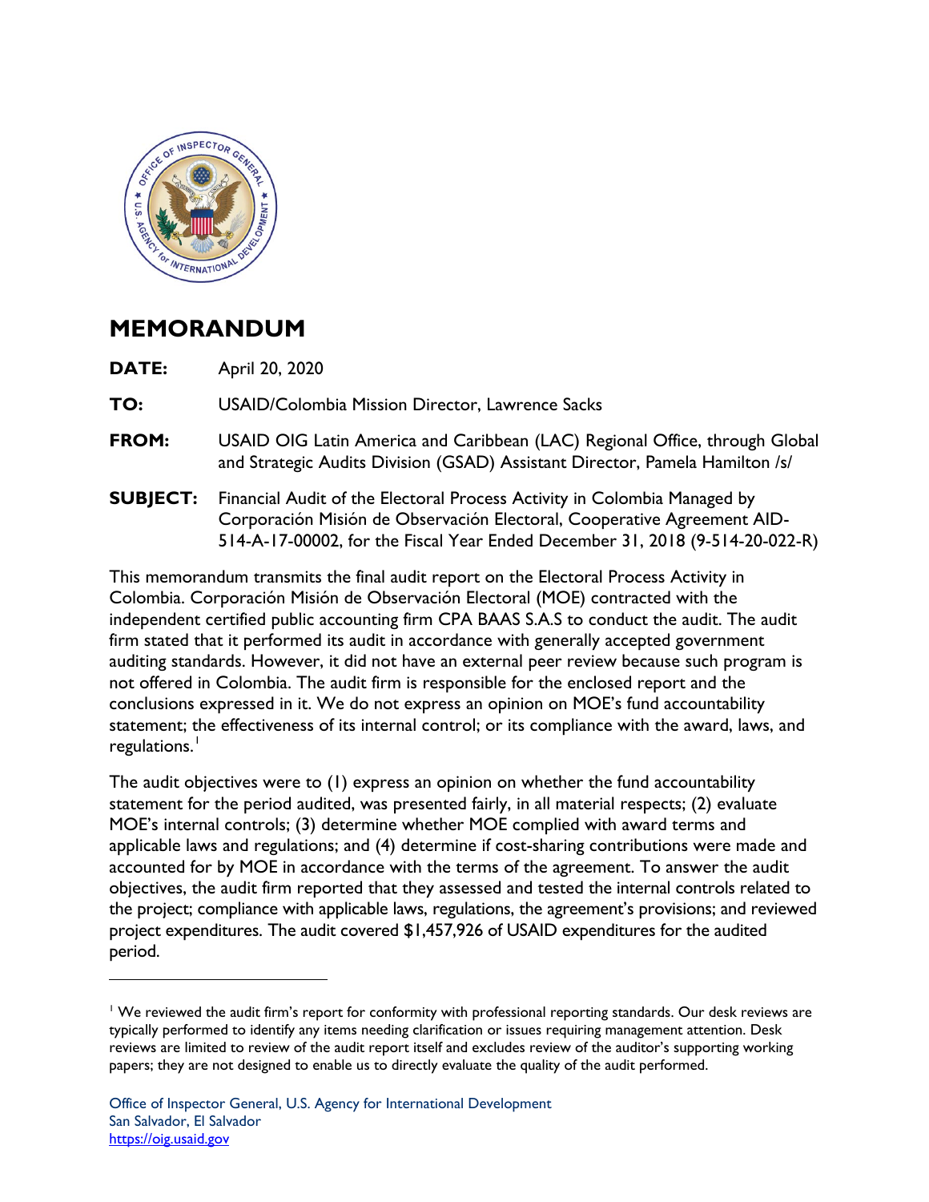# MEMORANDUM

**DATE:** April 20, 2020

**TO:** USAID/Colombia Mission Director, Lawrence Sacks

**FROM:** USAID OIG Latin America and Caribbean (LAC) Regional Office, through Global and Strategic Audits Division (GSAD) Assistant Director, Pamela Hamilton /s/

**SUBJECT:** Financial Audit of the Electoral Process Activity in Colombia Managed by Corporación Misión de Observación Electoral, Cooperative Agreement AID-514-A-17-00002, for the Fiscal Year Ended December 31, 2018 (9-514-20-022-R)

This memorandum transmits the final audit report on the Electoral Process Activity in Colombia. Corporación Misión de Observación Electoral (MOE) contracted with the independent certified public accounting firm CPA BAAS S.A.S to conduct the audit. The audit firm stated that it performed its audit in accordance with generally accepted government auditing standards. However, it did not have an external peer review because such program is not offered in Colombia. The audit firm is responsible for the enclosed report and the conclusions expressed in it. We do not express an opinion on MOE's fund accountability statement; the effectiveness of its internal control; or its compliance with the award, laws, and regulations.[1]

The audit objectives were to (1) express an opinion on whether the fund accountability statement for the period audited, was presented fairly, in all material respects; (2) evaluate MOE's internal controls; (3) determine whether MOE complied with award terms and applicable laws and regulations; and (4) determine if cost-sharing contributions were made and accounted for by MOE in accordance with the terms of the agreement. To answer the audit objectives, the audit firm reported that they assessed and tested the internal controls related to the project; compliance with applicable laws, regulations, the agreement's provisions; and reviewed project expenditures. The audit covered $1,457,926 of USAID expenditures for the audited period.

---

[1] We reviewed the audit firm's report for conformity with professional reporting standards. Our desk reviews are typically performed to identify any items needing clarification or issues requiring management attention. Desk reviews are limited to review of the audit report itself and excludes review of the auditor's supporting working papers; they are not designed to enable us to directly evaluate the quality of the audit performed.

Office of Inspector General, U.S. Agency for International Development
San Salvador, El Salvador
https://oig.usaid.gov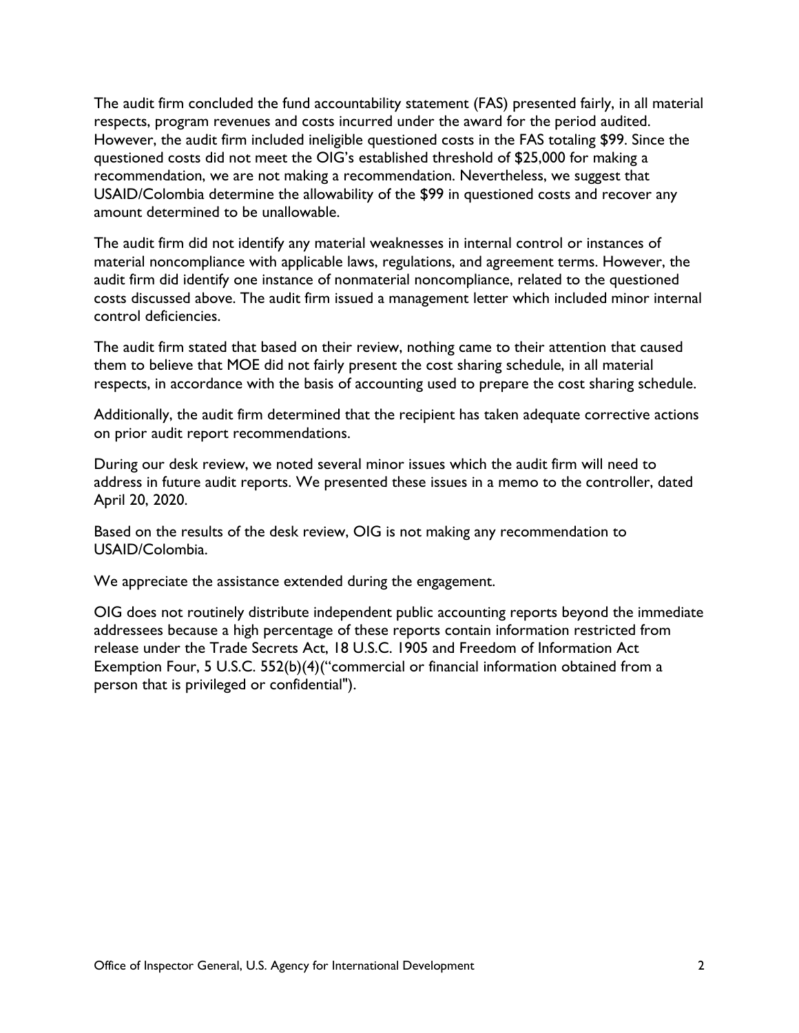The audit firm concluded the fund accountability statement (FAS) presented fairly, in all material respects, program revenues and costs incurred under the award for the period audited. However, the audit firm included ineligible questioned costs in the FAS totaling $99. Since the questioned costs did not meet the OIG's established threshold of $25,000 for making a recommendation, we are not making a recommendation. Nevertheless, we suggest that USAID/Colombia determine the allowability of the $99 in questioned costs and recover any amount determined to be unallowable.

The audit firm did not identify any material weaknesses in internal control or instances of material noncompliance with applicable laws, regulations, and agreement terms. However, the audit firm did identify one instance of nonmaterial noncompliance, related to the questioned costs discussed above. The audit firm issued a management letter which included minor internal control deficiencies.

The audit firm stated that based on their review, nothing came to their attention that caused them to believe that MOE did not fairly present the cost sharing schedule, in all material respects, in accordance with the basis of accounting used to prepare the cost sharing schedule.

Additionally, the audit firm determined that the recipient has taken adequate corrective actions on prior audit report recommendations.

During our desk review, we noted several minor issues which the audit firm will need to address in future audit reports. We presented these issues in a memo to the controller, dated April 20, 2020.

Based on the results of the desk review, OIG is not making any recommendation to USAID/Colombia.

We appreciate the assistance extended during the engagement.

OIG does not routinely distribute independent public accounting reports beyond the immediate addressees because a high percentage of these reports contain information restricted from release under the Trade Secrets Act, 18 U.S.C. 1905 and Freedom of Information Act Exemption Four, 5 U.S.C. 552(b)(4)("commercial or financial information obtained from a person that is privileged or confidential").